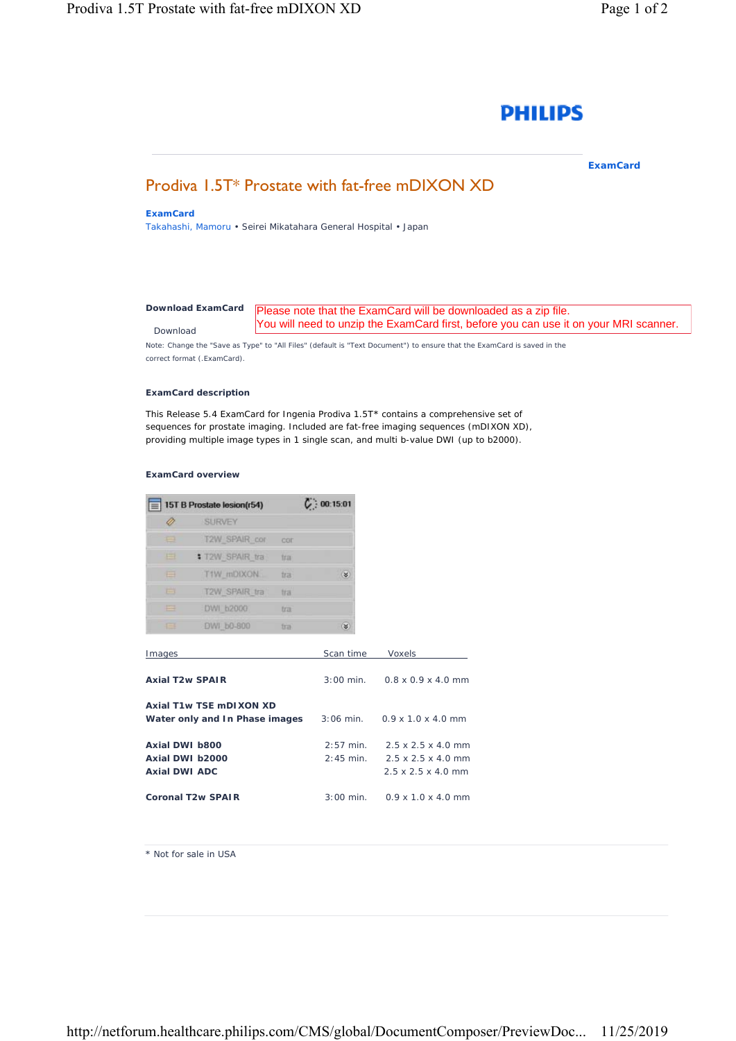PHILIPS

**ExamCard**

# Prodiva 1.5T* Prostate with fat-free mDIXON XD

**ExamCard**
Takahashi, Mamoru • Seirei Mikatahara General Hospital • Japan

**Download ExamCard**

Please note that the ExamCard will be downloaded as a zip file.
You will need to unzip the ExamCard first, before you can use it on your MRI scanner.

Download

Note: Change the "Save as Type" to "All Files" (default is "Text Document") to ensure that the ExamCard is saved in the correct format (.ExamCard).

**ExamCard description**

This Release 5.4 ExamCard for Ingenia Prodiva 1.5T* contains a comprehensive set of sequences for prostate imaging. Included are fat-free imaging sequences (mDIXON XD), providing multiple image types in 1 single scan, and multi b-value DWI (up to b2000).

**ExamCard overview**

| 15T B Prostate lesion(r54) | | 00:15:01 |
|---|---|---|
| SURVEY | | |
| T2W_SPAIR_cor | cor | |
| T2W_SPAIR_tra | tra | |
| T1W_mDIXON | tra | |
| T2W_SPAIR_tra | tra | |
| DWI_b2000 | tra | |
| DWI_b0-800 | tra | |

| Images | Scan time | Voxels |
|---|---|---|
| **Axial T2w SPAIR** | 3:00 min. | 0.8 x 0.9 x 4.0 mm |
| **Axial T1w TSE mDIXON XD Water only and In Phase images** | 3:06 min. | 0.9 x 1.0 x 4.0 mm |
| **Axial DWI b800** | 2:57 min. | 2.5 x 2.5 x 4.0 mm |
| **Axial DWI b2000** | 2:45 min. | 2.5 x 2.5 x 4.0 mm |
| **Axial DWI ADC** | | 2.5 x 2.5 x 4.0 mm |
| **Coronal T2w SPAIR** | 3:00 min. | 0.9 x 1.0 x 4.0 mm |

* Not for sale in USA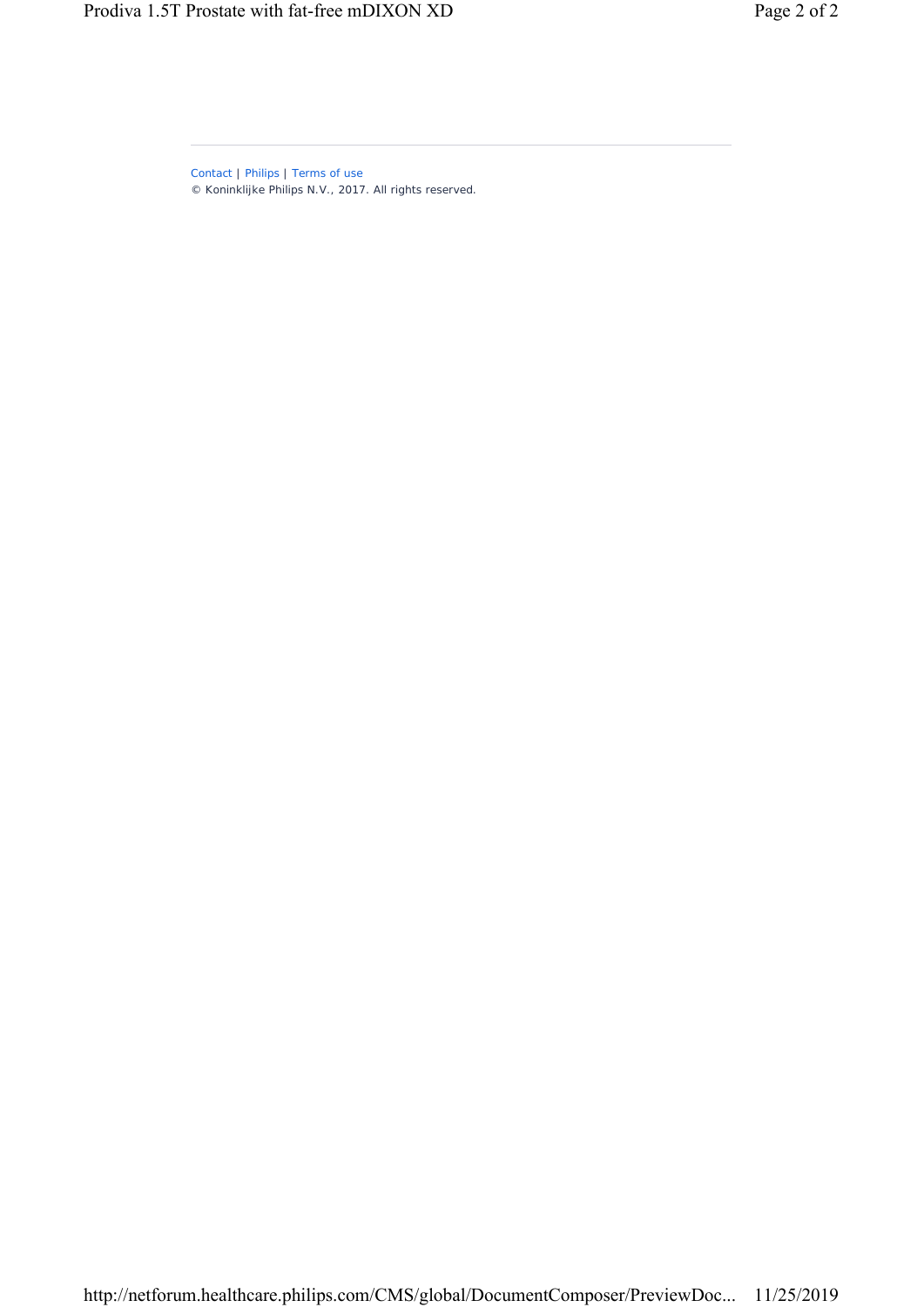Contact | Philips | Terms of use

© Koninklijke Philips N.V., 2017. All rights reserved.